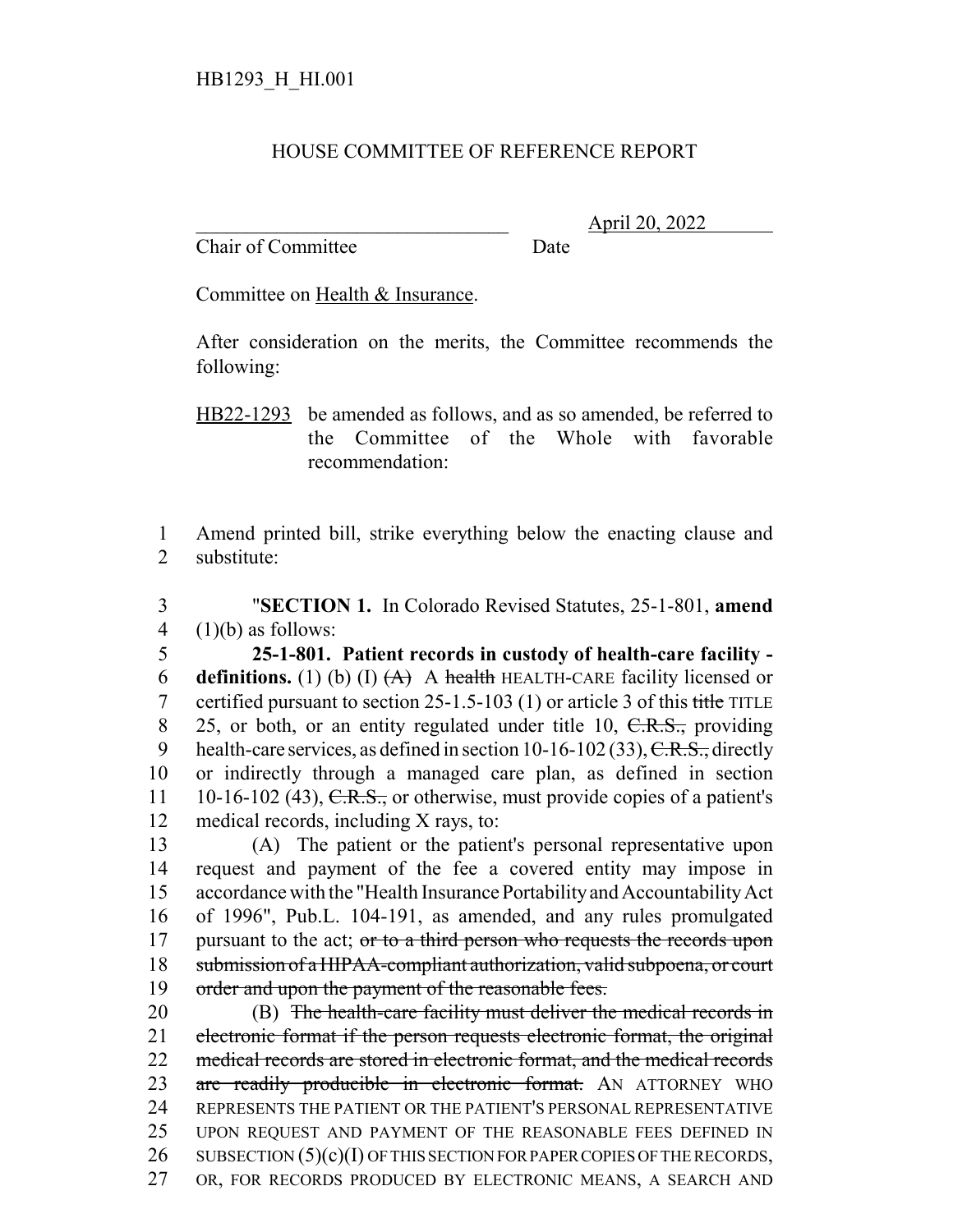HB1293_H_HI.001

HOUSE COMMITTEE OF REFERENCE REPORT

________________________________ April 20, 2022
Chair of Committee Date

Committee on Health & Insurance.

After consideration on the merits, the Committee recommends the following:

HB22-1293 be amended as follows, and as so amended, be referred to the Committee of the Whole with favorable recommendation:

1 Amend printed bill, strike everything below the enacting clause and
2 substitute:

3 "**SECTION 1.** In Colorado Revised Statutes, 25-1-801, **amend**
4 (1)(b) as follows:

5 **25-1-801. Patient records in custody of health-care facility -**
6 **definitions.** (1) (b) (I) ~~(A)~~ A ~~health~~ HEALTH-CARE facility licensed or
7 certified pursuant to section 25-1.5-103 (1) or article 3 of this ~~title~~ TITLE
8 25, or both, or an entity regulated under title 10, ~~C.R.S.,~~ providing
9 health-care services, as defined in section 10-16-102 (33), ~~C.R.S.,~~ directly
10 or indirectly through a managed care plan, as defined in section
11 10-16-102 (43), ~~C.R.S.,~~ or otherwise, must provide copies of a patient's
12 medical records, including X rays, to:

13 (A) The patient or the patient's personal representative upon
14 request and payment of the fee a covered entity may impose in
15 accordance with the "Health Insurance Portability and Accountability Act
16 of 1996", Pub.L. 104-191, as amended, and any rules promulgated
17 pursuant to the act; ~~or to a third person who requests the records upon~~
18 ~~submission of a HIPAA-compliant authorization, valid subpoena, or court~~
19 ~~order and upon the payment of the reasonable fees.~~

20 (B) ~~The health-care facility must deliver the medical records in~~
21 ~~electronic format if the person requests electronic format, the original~~
22 ~~medical records are stored in electronic format, and the medical records~~
23 ~~are readily producible in electronic format.~~ AN ATTORNEY WHO
24 REPRESENTS THE PATIENT OR THE PATIENT'S PERSONAL REPRESENTATIVE
25 UPON REQUEST AND PAYMENT OF THE REASONABLE FEES DEFINED IN
26 SUBSECTION (5)(c)(I) OF THIS SECTION FOR PAPER COPIES OF THE RECORDS,
27 OR, FOR RECORDS PRODUCED BY ELECTRONIC MEANS, A SEARCH AND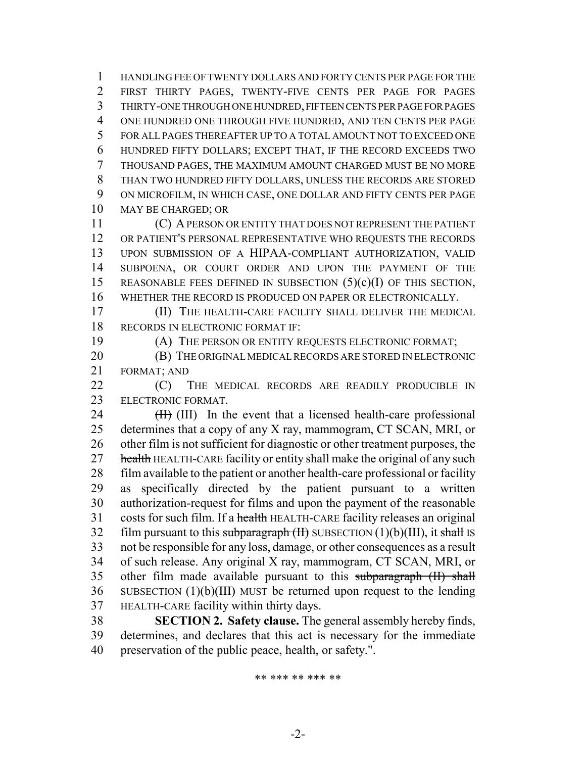HANDLING FEE OF TWENTY DOLLARS AND FORTY CENTS PER PAGE FOR THE FIRST THIRTY PAGES, TWENTY-FIVE CENTS PER PAGE FOR PAGES THIRTY-ONE THROUGH ONE HUNDRED, FIFTEEN CENTS PER PAGE FOR PAGES ONE HUNDRED ONE THROUGH FIVE HUNDRED, AND TEN CENTS PER PAGE FOR ALL PAGES THEREAFTER UP TO A TOTAL AMOUNT NOT TO EXCEED ONE HUNDRED FIFTY DOLLARS; EXCEPT THAT, IF THE RECORD EXCEEDS TWO THOUSAND PAGES, THE MAXIMUM AMOUNT CHARGED MUST BE NO MORE THAN TWO HUNDRED FIFTY DOLLARS, UNLESS THE RECORDS ARE STORED ON MICROFILM, IN WHICH CASE, ONE DOLLAR AND FIFTY CENTS PER PAGE MAY BE CHARGED; OR

(C) A PERSON OR ENTITY THAT DOES NOT REPRESENT THE PATIENT OR PATIENT'S PERSONAL REPRESENTATIVE WHO REQUESTS THE RECORDS UPON SUBMISSION OF A HIPAA-COMPLIANT AUTHORIZATION, VALID SUBPOENA, OR COURT ORDER AND UPON THE PAYMENT OF THE REASONABLE FEES DEFINED IN SUBSECTION (5)(c)(I) OF THIS SECTION, WHETHER THE RECORD IS PRODUCED ON PAPER OR ELECTRONICALLY.

(II) THE HEALTH-CARE FACILITY SHALL DELIVER THE MEDICAL RECORDS IN ELECTRONIC FORMAT IF:

(A) THE PERSON OR ENTITY REQUESTS ELECTRONIC FORMAT;

(B) THE ORIGINAL MEDICAL RECORDS ARE STORED IN ELECTRONIC FORMAT; AND

(C) THE MEDICAL RECORDS ARE READILY PRODUCIBLE IN ELECTRONIC FORMAT.

~~(II)~~ (III) In the event that a licensed health-care professional determines that a copy of any X ray, mammogram, CT SCAN, MRI, or other film is not sufficient for diagnostic or other treatment purposes, the ~~health~~ HEALTH-CARE facility or entity shall make the original of any such film available to the patient or another health-care professional or facility as specifically directed by the patient pursuant to a written authorization-request for films and upon the payment of the reasonable costs for such film. If a ~~health~~ HEALTH-CARE facility releases an original film pursuant to this ~~subparagraph (II)~~ SUBSECTION (1)(b)(III), it ~~shall~~ IS not be responsible for any loss, damage, or other consequences as a result of such release. Any original X ray, mammogram, CT SCAN, MRI, or other film made available pursuant to this ~~subparagraph (II) shall~~ SUBSECTION (1)(b)(III) MUST be returned upon request to the lending HEALTH-CARE facility within thirty days.

**SECTION 2. Safety clause.** The general assembly hereby finds, determines, and declares that this act is necessary for the immediate preservation of the public peace, health, or safety.".

** *** ** *** **